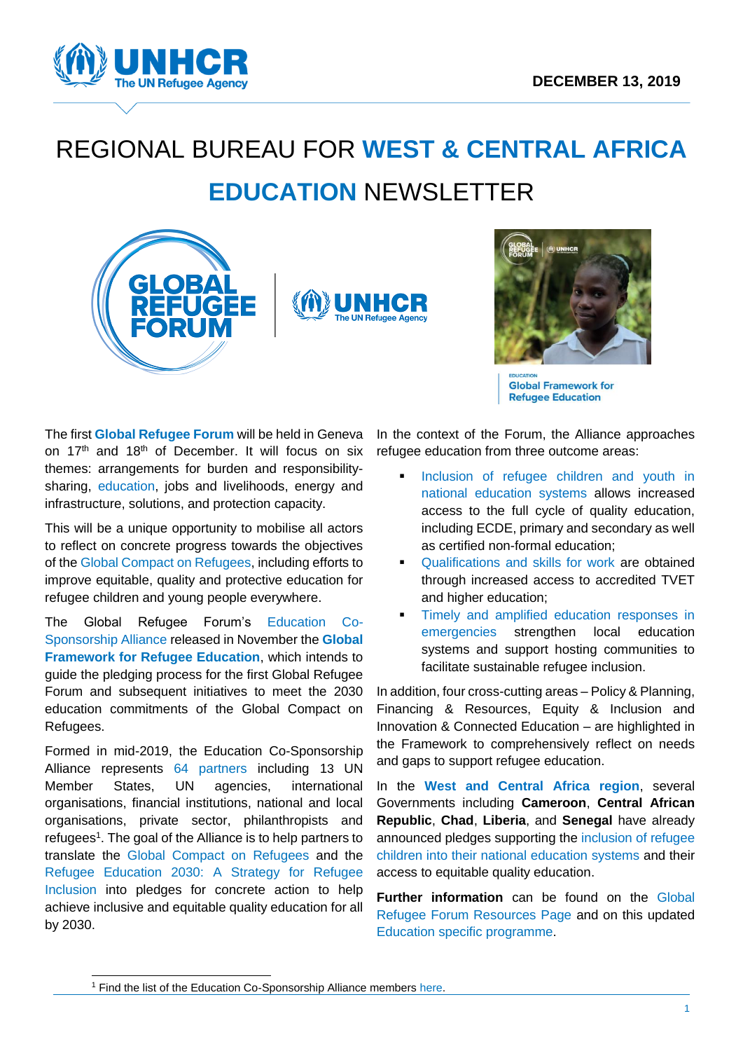DECEMBER 13, 2019

# REGIONAL BUREAU FOR WEST & CENTRAL AFRICA EDUCATION NEWSLETTER

The first **Global Refugee Forum** will be held in Geneva on 17th and 18th of December. It will focus on six themes: arrangements for burden and responsibility-sharing, education, jobs and livelihoods, energy and infrastructure, solutions, and protection capacity.

This will be a unique opportunity to mobilise all actors to reflect on concrete progress towards the objectives of the Global Compact on Refugees, including efforts to improve equitable, quality and protective education for refugee children and young people everywhere.

The Global Refugee Forum's Education Co-Sponsorship Alliance released in November the **Global Framework for Refugee Education**, which intends to guide the pledging process for the first Global Refugee Forum and subsequent initiatives to meet the 2030 education commitments of the Global Compact on Refugees.

Formed in mid-2019, the Education Co-Sponsorship Alliance represents 64 partners including 13 UN Member States, UN agencies, international organisations, financial institutions, national and local organisations, private sector, philanthropists and refugees[1]. The goal of the Alliance is to help partners to translate the Global Compact on Refugees and the Refugee Education 2030: A Strategy for Refugee Inclusion into pledges for concrete action to help achieve inclusive and equitable quality education for all by 2030.

In the context of the Forum, the Alliance approaches refugee education from three outcome areas:

- Inclusion of refugee children and youth in national education systems allows increased access to the full cycle of quality education, including ECDE, primary and secondary as well as certified non-formal education;
- Qualifications and skills for work are obtained through increased access to accredited TVET and higher education;
- Timely and amplified education responses in emergencies strengthen local education systems and support hosting communities to facilitate sustainable refugee inclusion.

In addition, four cross-cutting areas – Policy & Planning, Financing & Resources, Equity & Inclusion and Innovation & Connected Education – are highlighted in the Framework to comprehensively reflect on needs and gaps to support refugee education.

In the **West and Central Africa region**, several Governments including **Cameroon**, **Central African Republic**, **Chad**, **Liberia**, and **Senegal** have already announced pledges supporting the inclusion of refugee children into their national education systems and their access to equitable quality education.

**Further information** can be found on the Global Refugee Forum Resources Page and on this updated Education specific programme.

[1] Find the list of the Education Co-Sponsorship Alliance members here.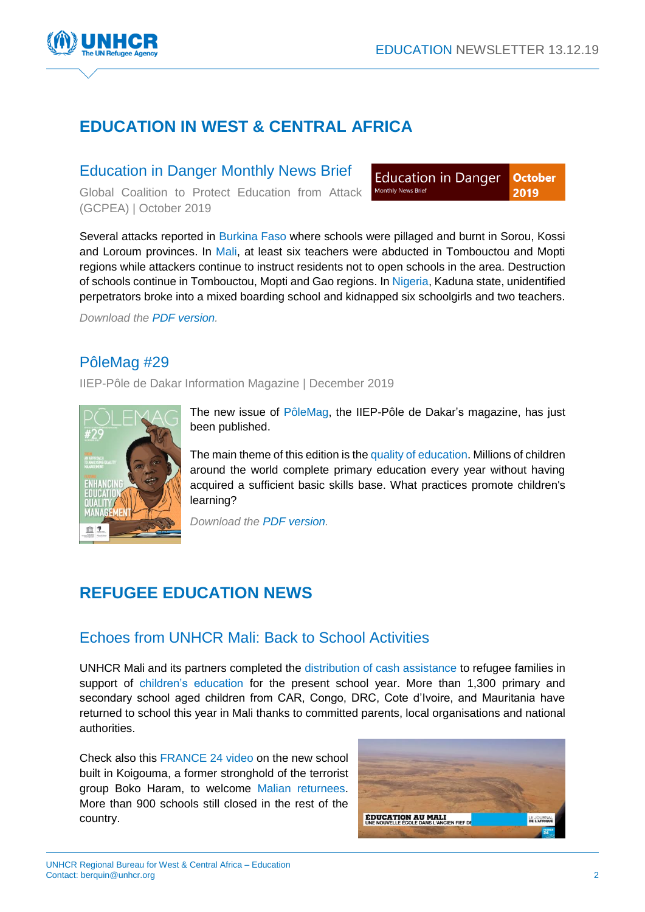# EDUCATION IN WEST & CENTRAL AFRICA

## Education in Danger Monthly News Brief

Global Coalition to Protect Education from Attack (GCPEA) | October 2019

Several attacks reported in Burkina Faso where schools were pillaged and burnt in Sorou, Kossi and Loroum provinces. In Mali, at least six teachers were abducted in Tombouctou and Mopti regions while attackers continue to instruct residents not to open schools in the area. Destruction of schools continue in Tombouctou, Mopti and Gao regions. In Nigeria, Kaduna state, unidentified perpetrators broke into a mixed boarding school and kidnapped six schoolgirls and two teachers.

*Download the PDF version.*

## PôleMag #29

IIEP-Pôle de Dakar Information Magazine | December 2019

The new issue of PôleMag, the IIEP-Pôle de Dakar's magazine, has just been published.

The main theme of this edition is the quality of education. Millions of children around the world complete primary education every year without having acquired a sufficient basic skills base. What practices promote children's learning?

*Download the PDF version.*

# REFUGEE EDUCATION NEWS

## Echoes from UNHCR Mali: Back to School Activities

UNHCR Mali and its partners completed the distribution of cash assistance to refugee families in support of children's education for the present school year. More than 1,300 primary and secondary school aged children from CAR, Congo, DRC, Cote d'Ivoire, and Mauritania have returned to school this year in Mali thanks to committed parents, local organisations and national authorities.

Check also this FRANCE 24 video on the new school built in Koigouma, a former stronghold of the terrorist group Boko Haram, to welcome Malian returnees. More than 900 schools still closed in the rest of the country.

UNHCR Regional Bureau for West & Central Africa – Education
Contact: berquin@unhcr.org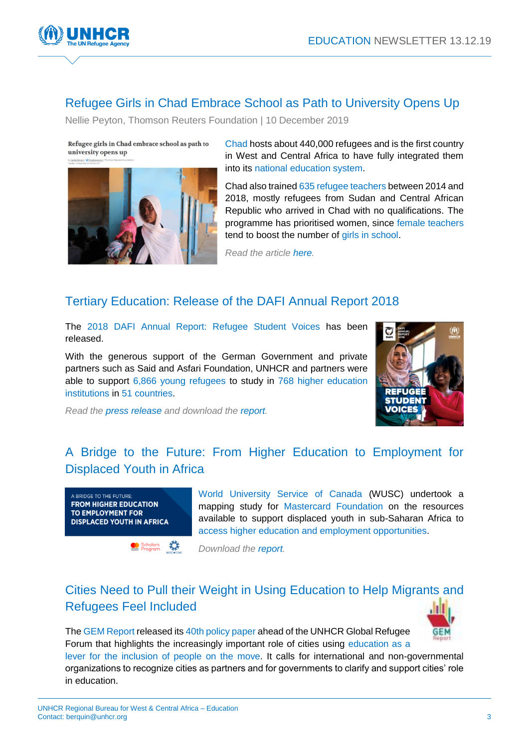## Refugee Girls in Chad Embrace School as Path to University Opens Up

Nellie Peyton, Thomson Reuters Foundation | 10 December 2019

Chad hosts about 440,000 refugees and is the first country in West and Central Africa to have fully integrated them into its national education system.

Chad also trained 635 refugee teachers between 2014 and 2018, mostly refugees from Sudan and Central African Republic who arrived in Chad with no qualifications. The programme has prioritised women, since female teachers tend to boost the number of girls in school.

*Read the article here.*

## Tertiary Education: Release of the DAFI Annual Report 2018

The 2018 DAFI Annual Report: Refugee Student Voices has been released.

With the generous support of the German Government and private partners such as Said and Asfari Foundation, UNHCR and partners were able to support 6,866 young refugees to study in 768 higher education institutions in 51 countries.

*Read the press release and download the report.*

## A Bridge to the Future: From Higher Education to Employment for Displaced Youth in Africa

World University Service of Canada (WUSC) undertook a mapping study for Mastercard Foundation on the resources available to support displaced youth in sub-Saharan Africa to access higher education and employment opportunities.

*Download the report.*

## Cities Need to Pull their Weight in Using Education to Help Migrants and Refugees Feel Included

The GEM Report released its 40th policy paper ahead of the UNHCR Global Refugee Forum that highlights the increasingly important role of cities using education as a lever for the inclusion of people on the move. It calls for international and non-governmental organizations to recognize cities as partners and for governments to clarify and support cities' role in education.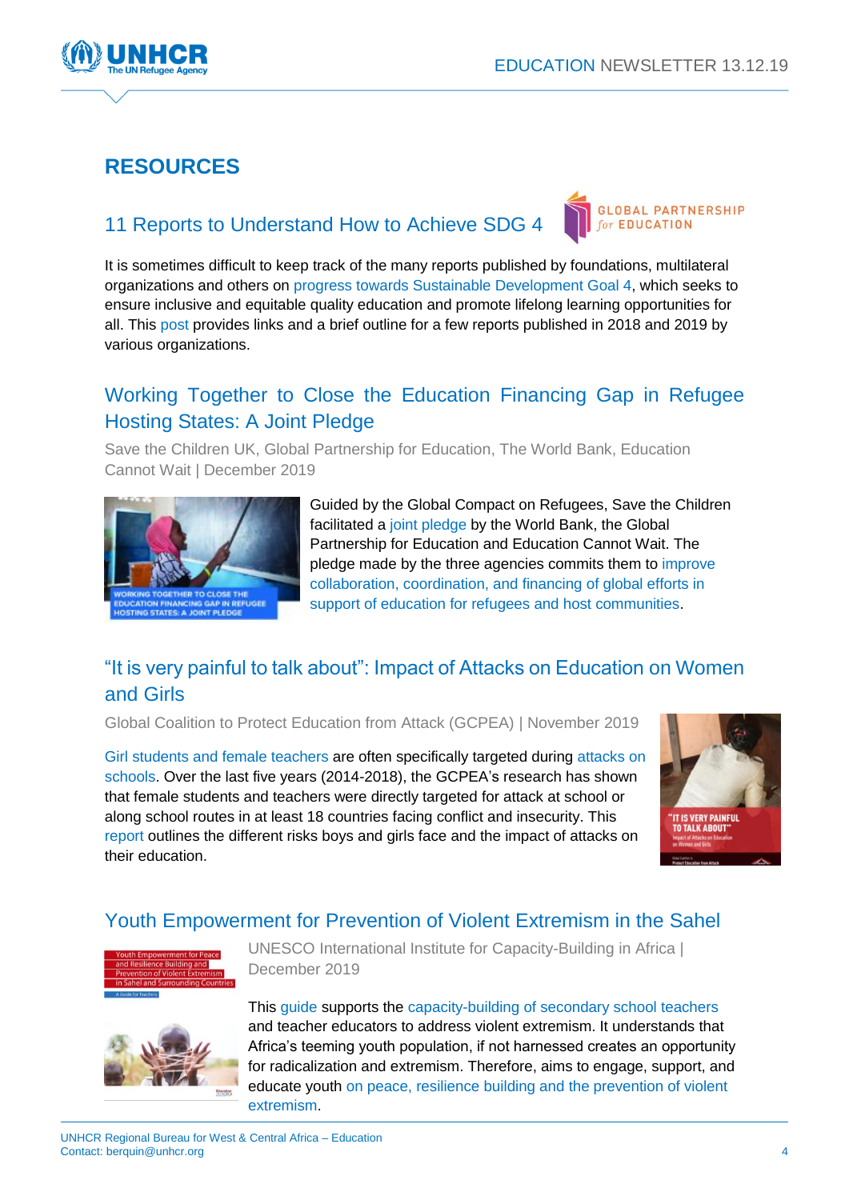## RESOURCES

### 11 Reports to Understand How to Achieve SDG 4

It is sometimes difficult to keep track of the many reports published by foundations, multilateral organizations and others on progress towards Sustainable Development Goal 4, which seeks to ensure inclusive and equitable quality education and promote lifelong learning opportunities for all. This post provides links and a brief outline for a few reports published in 2018 and 2019 by various organizations.

### Working Together to Close the Education Financing Gap in Refugee Hosting States: A Joint Pledge

Save the Children UK, Global Partnership for Education, The World Bank, Education Cannot Wait | December 2019

Guided by the Global Compact on Refugees, Save the Children facilitated a joint pledge by the World Bank, the Global Partnership for Education and Education Cannot Wait. The pledge made by the three agencies commits them to improve collaboration, coordination, and financing of global efforts in support of education for refugees and host communities.

### "It is very painful to talk about": Impact of Attacks on Education on Women and Girls

Global Coalition to Protect Education from Attack (GCPEA) | November 2019

Girl students and female teachers are often specifically targeted during attacks on schools. Over the last five years (2014-2018), the GCPEA's research has shown that female students and teachers were directly targeted for attack at school or along school routes in at least 18 countries facing conflict and insecurity. This report outlines the different risks boys and girls face and the impact of attacks on their education.

### Youth Empowerment for Prevention of Violent Extremism in the Sahel

UNESCO International Institute for Capacity-Building in Africa | December 2019

This guide supports the capacity-building of secondary school teachers and teacher educators to address violent extremism. It understands that Africa's teeming youth population, if not harnessed creates an opportunity for radicalization and extremism. Therefore, aims to engage, support, and educate youth on peace, resilience building and the prevention of violent extremism.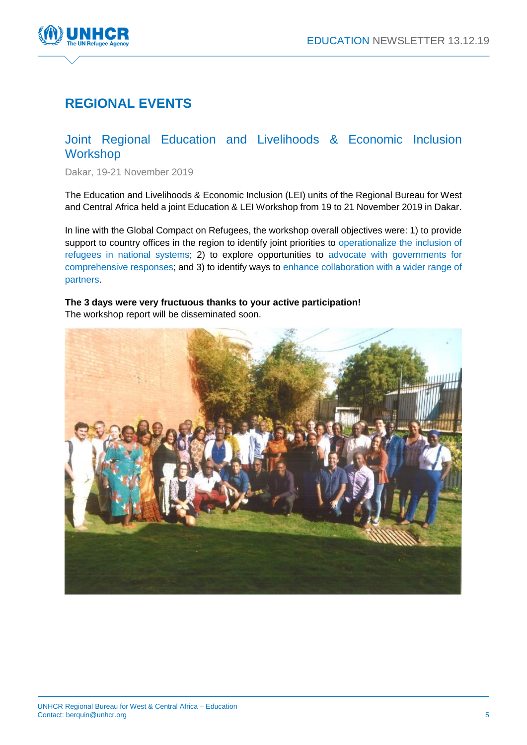## REGIONAL EVENTS

### Joint Regional Education and Livelihoods & Economic Inclusion Workshop

Dakar, 19-21 November 2019

The Education and Livelihoods & Economic Inclusion (LEI) units of the Regional Bureau for West and Central Africa held a joint Education & LEI Workshop from 19 to 21 November 2019 in Dakar.

In line with the Global Compact on Refugees, the workshop overall objectives were: 1) to provide support to country offices in the region to identify joint priorities to operationalize the inclusion of refugees in national systems; 2) to explore opportunities to advocate with governments for comprehensive responses; and 3) to identify ways to enhance collaboration with a wider range of partners.

**The 3 days were very fructuous thanks to your active participation!**
The workshop report will be disseminated soon.

UNHCR Regional Bureau for West & Central Africa – Education
Contact: berquin@unhcr.org